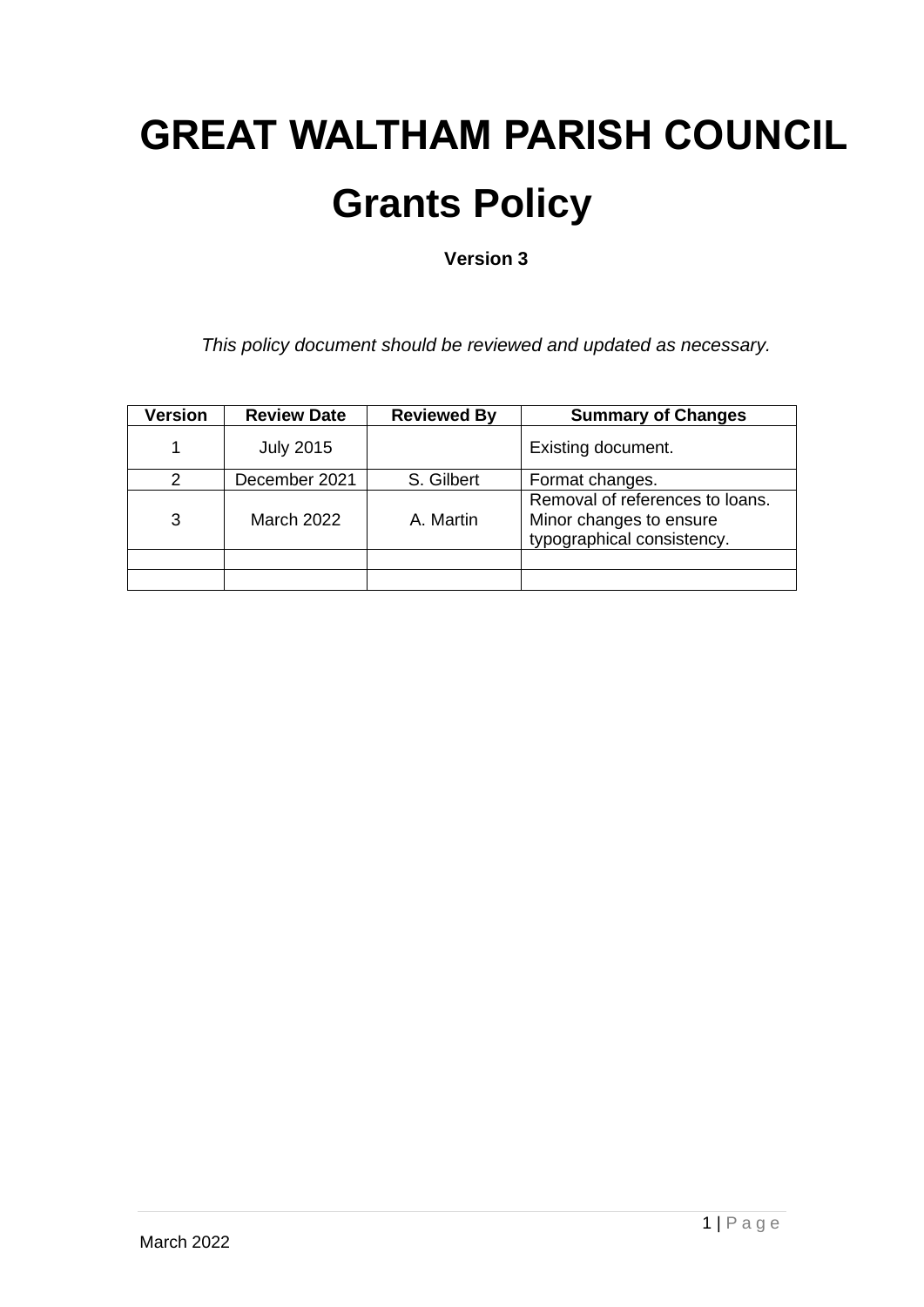# GREAT WALTHAM PARISH COUNCIL

# Grants Policy

**Version 3**

*This policy document should be reviewed and updated as necessary.*

| Version | Review Date | Reviewed By | Summary of Changes |
|---|---|---|---|
| 1 | July 2015 | | Existing document. |
| 2 | December 2021 | S. Gilbert | Format changes. |
| 3 | March 2022 | A. Martin | Removal of references to loans. Minor changes to ensure typographical consistency. |
| | | | |
| | | | |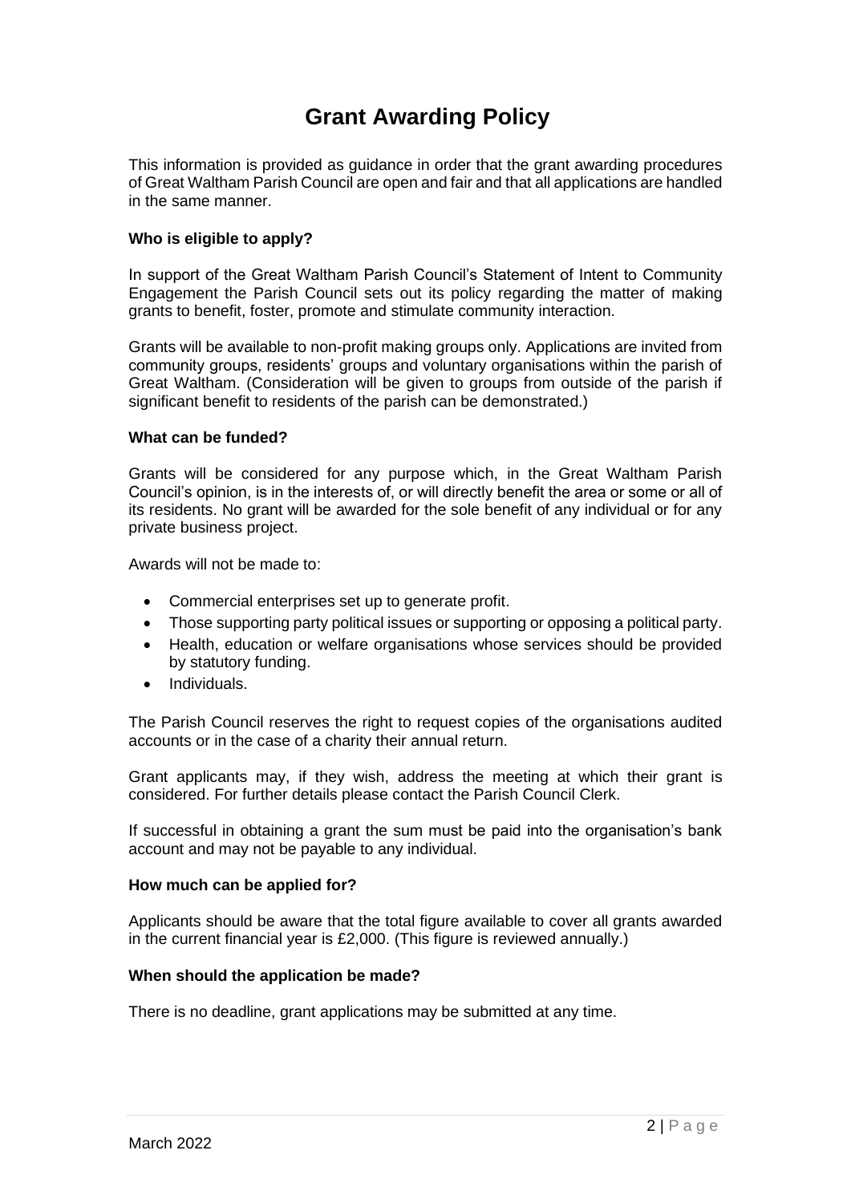# Grant Awarding Policy

This information is provided as guidance in order that the grant awarding procedures of Great Waltham Parish Council are open and fair and that all applications are handled in the same manner.

**Who is eligible to apply?**

In support of the Great Waltham Parish Council's Statement of Intent to Community Engagement the Parish Council sets out its policy regarding the matter of making grants to benefit, foster, promote and stimulate community interaction.

Grants will be available to non-profit making groups only. Applications are invited from community groups, residents' groups and voluntary organisations within the parish of Great Waltham. (Consideration will be given to groups from outside of the parish if significant benefit to residents of the parish can be demonstrated.)

**What can be funded?**

Grants will be considered for any purpose which, in the Great Waltham Parish Council's opinion, is in the interests of, or will directly benefit the area or some or all of its residents. No grant will be awarded for the sole benefit of any individual or for any private business project.

Awards will not be made to:

- Commercial enterprises set up to generate profit.
- Those supporting party political issues or supporting or opposing a political party.
- Health, education or welfare organisations whose services should be provided by statutory funding.
- Individuals.

The Parish Council reserves the right to request copies of the organisations audited accounts or in the case of a charity their annual return.

Grant applicants may, if they wish, address the meeting at which their grant is considered. For further details please contact the Parish Council Clerk.

If successful in obtaining a grant the sum must be paid into the organisation's bank account and may not be payable to any individual.

**How much can be applied for?**

Applicants should be aware that the total figure available to cover all grants awarded in the current financial year is £2,000. (This figure is reviewed annually.)

**When should the application be made?**

There is no deadline, grant applications may be submitted at any time.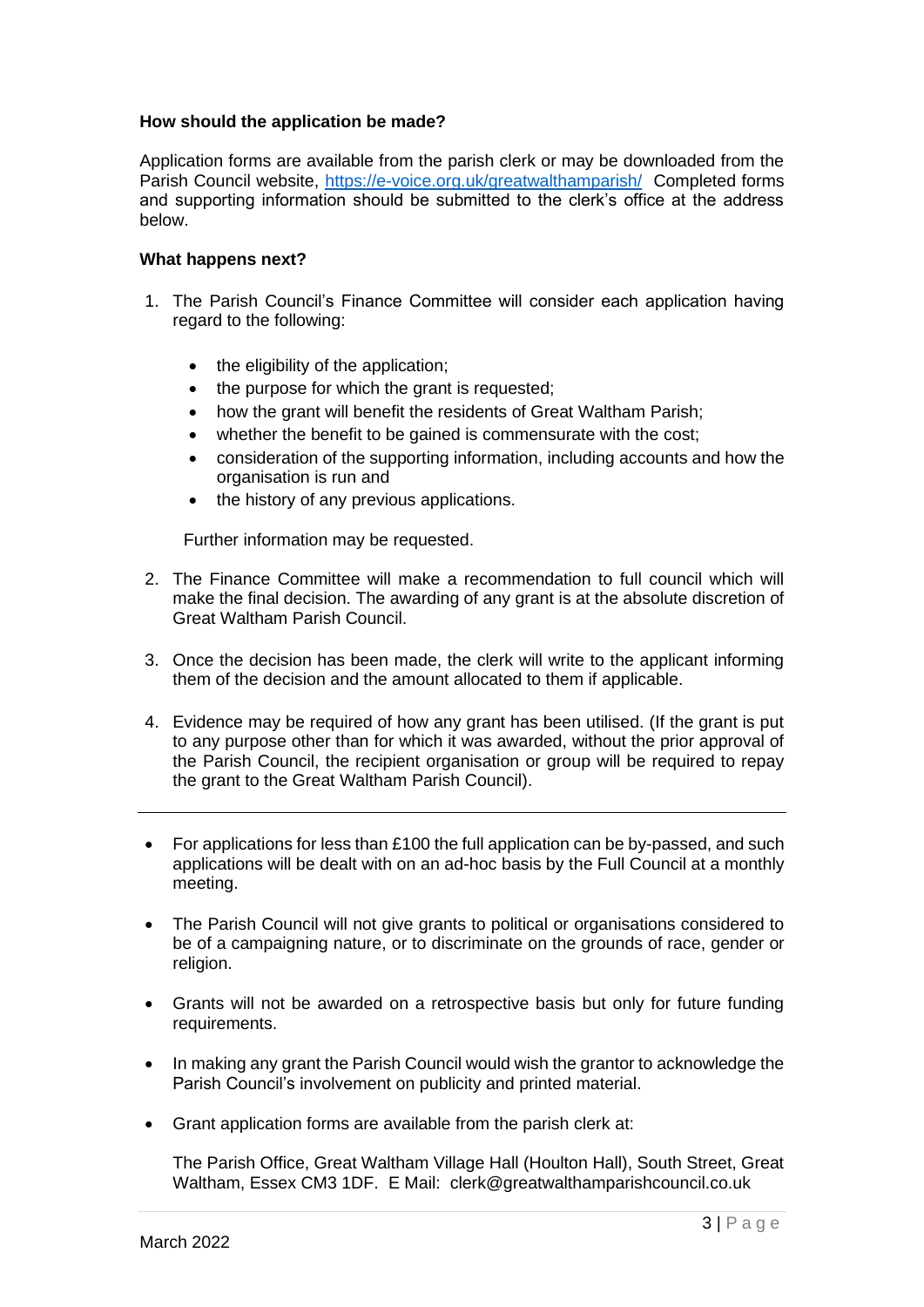**How should the application be made?**

Application forms are available from the parish clerk or may be downloaded from the Parish Council website, https://e-voice.org.uk/greatwalthamparish/ Completed forms and supporting information should be submitted to the clerk's office at the address below.

**What happens next?**

1. The Parish Council's Finance Committee will consider each application having regard to the following:

    - the eligibility of the application;
    - the purpose for which the grant is requested;
    - how the grant will benefit the residents of Great Waltham Parish;
    - whether the benefit to be gained is commensurate with the cost;
    - consideration of the supporting information, including accounts and how the organisation is run and
    - the history of any previous applications.

    Further information may be requested.

2. The Finance Committee will make a recommendation to full council which will make the final decision. The awarding of any grant is at the absolute discretion of Great Waltham Parish Council.

3. Once the decision has been made, the clerk will write to the applicant informing them of the decision and the amount allocated to them if applicable.

4. Evidence may be required of how any grant has been utilised. (If the grant is put to any purpose other than for which it was awarded, without the prior approval of the Parish Council, the recipient organisation or group will be required to repay the grant to the Great Waltham Parish Council).

---

- For applications for less than £100 the full application can be by-passed, and such applications will be dealt with on an ad-hoc basis by the Full Council at a monthly meeting.

- The Parish Council will not give grants to political or organisations considered to be of a campaigning nature, or to discriminate on the grounds of race, gender or religion.

- Grants will not be awarded on a retrospective basis but only for future funding requirements.

- In making any grant the Parish Council would wish the grantor to acknowledge the Parish Council's involvement on publicity and printed material.

- Grant application forms are available from the parish clerk at:

  The Parish Office, Great Waltham Village Hall (Houlton Hall), South Street, Great Waltham, Essex CM3 1DF. E Mail: clerk@greatwalthamparishcouncil.co.uk

March 2022